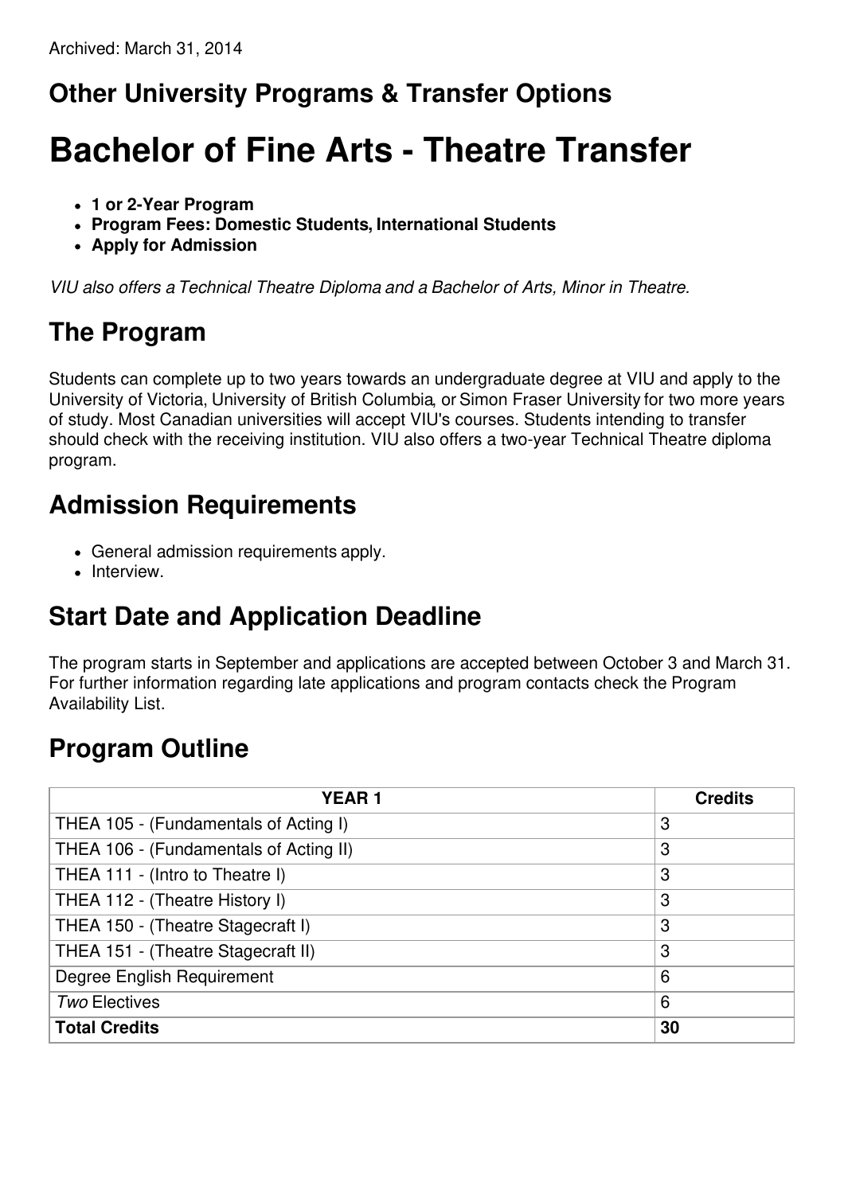Archived: March 31, 2014

## Other University Programs & Transfer Options

# Bachelor of Fine Arts - Theatre Transfer

- **1 or 2-Year Program**
- **Program Fees: Domestic Students, International Students**
- **Apply for Admission**

*VIU also offers a Technical Theatre Diploma and a Bachelor of Arts, Minor in Theatre.*

## The Program

Students can complete up to two years towards an undergraduate degree at VIU and apply to the University of Victoria, University of British Columbia, or Simon Fraser University for two more years of study. Most Canadian universities will accept VIU's courses. Students intending to transfer should check with the receiving institution. VIU also offers a two-year Technical Theatre diploma program.

## Admission Requirements

- General admission requirements apply.
- Interview.

## Start Date and Application Deadline

The program starts in September and applications are accepted between October 3 and March 31. For further information regarding late applications and program contacts check the Program Availability List.

## Program Outline

| YEAR 1 | Credits |
|---|---|
| THEA 105 - (Fundamentals of Acting I) | 3 |
| THEA 106 - (Fundamentals of Acting II) | 3 |
| THEA 111 - (Intro to Theatre I) | 3 |
| THEA 112 - (Theatre History I) | 3 |
| THEA 150 - (Theatre Stagecraft I) | 3 |
| THEA 151 - (Theatre Stagecraft II) | 3 |
| Degree English Requirement | 6 |
| *Two* Electives | 6 |
| **Total Credits** | **30** |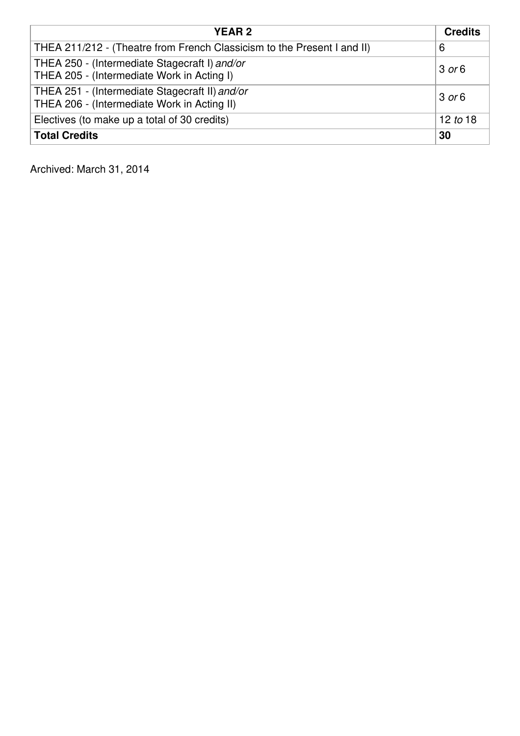| YEAR 2 | Credits |
|---|---|
| THEA 211/212 - (Theatre from French Classicism to the Present I and II) | 6 |
| THEA 250 - (Intermediate Stagecraft I) *and/or* THEA 205 - (Intermediate Work in Acting I) | 3 *or* 6 |
| THEA 251 - (Intermediate Stagecraft II) *and/or* THEA 206 - (Intermediate Work in Acting II) | 3 *or* 6 |
| Electives (to make up a total of 30 credits) | 12 *to* 18 |
| **Total Credits** | **30** |

Archived: March 31, 2014